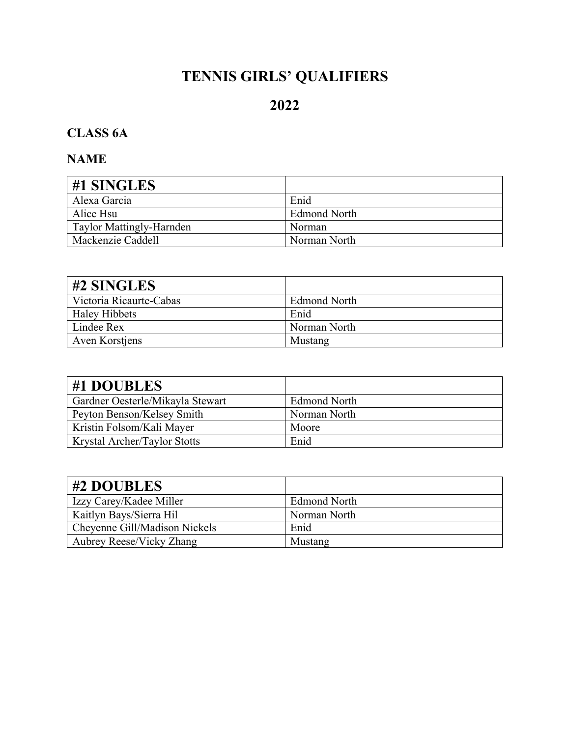# TENNIS GIRLS' QUALIFIERS

# 2022

### CLASS 6A

### NAME

| #1 SINGLES | |
|---|---|
| Alexa Garcia | Enid |
| Alice Hsu | Edmond North |
| Taylor Mattingly-Harnden | Norman |
| Mackenzie Caddell | Norman North |

| #2 SINGLES | |
|---|---|
| Victoria Ricaurte-Cabas | Edmond North |
| Haley Hibbets | Enid |
| Lindee Rex | Norman North |
| Aven Korstjens | Mustang |

| #1 DOUBLES | |
|---|---|
| Gardner Oesterle/Mikayla Stewart | Edmond North |
| Peyton Benson/Kelsey Smith | Norman North |
| Kristin Folsom/Kali Mayer | Moore |
| Krystal Archer/Taylor Stotts | Enid |

| #2 DOUBLES | |
|---|---|
| Izzy Carey/Kadee Miller | Edmond North |
| Kaitlyn Bays/Sierra Hil | Norman North |
| Cheyenne Gill/Madison Nickels | Enid |
| Aubrey Reese/Vicky Zhang | Mustang |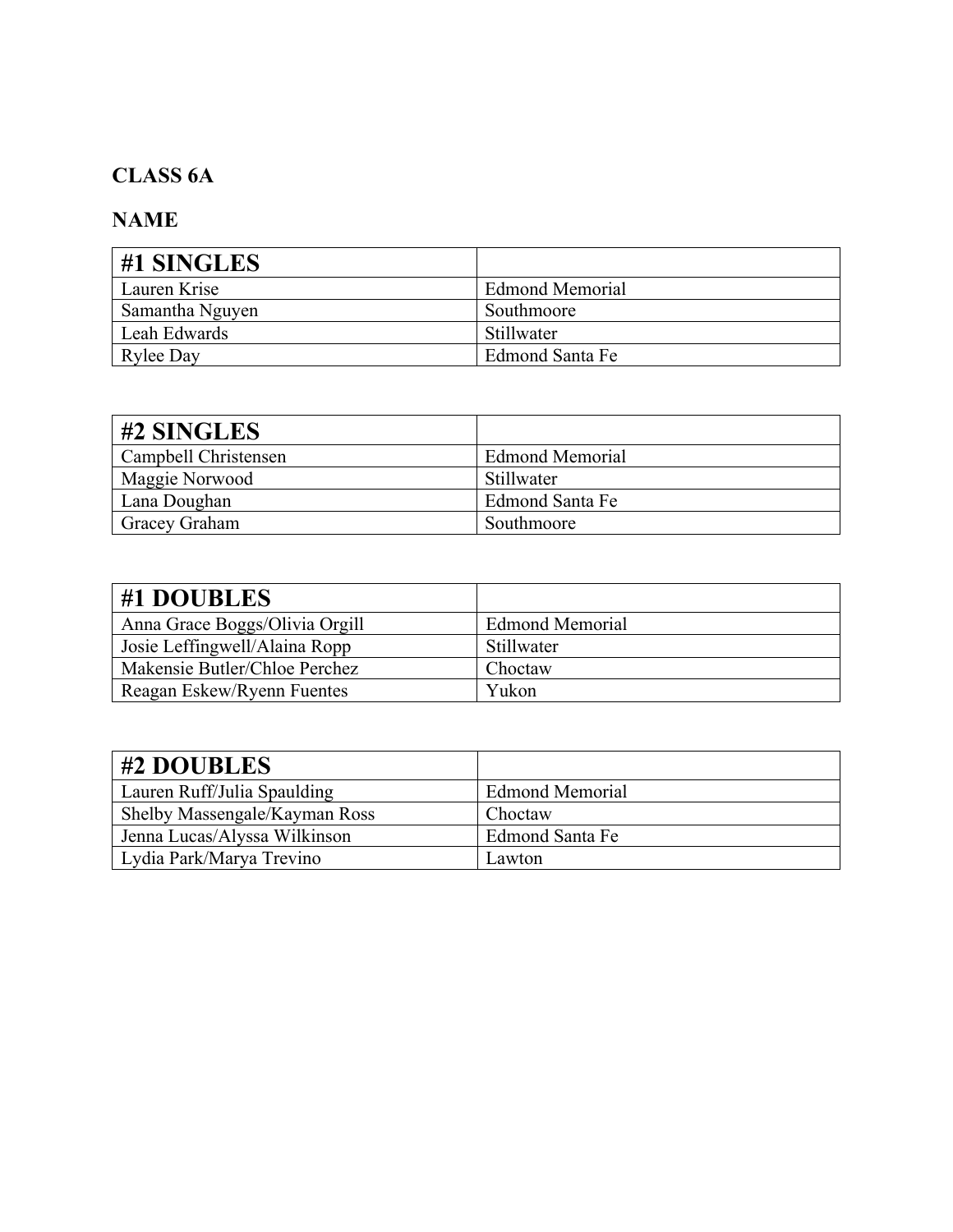**CLASS 6A**

**NAME**

| #1 SINGLES | |
|---|---|
| Lauren Krise | Edmond Memorial |
| Samantha Nguyen | Southmoore |
| Leah Edwards | Stillwater |
| Rylee Day | Edmond Santa Fe |

| #2 SINGLES | |
|---|---|
| Campbell Christensen | Edmond Memorial |
| Maggie Norwood | Stillwater |
| Lana Doughan | Edmond Santa Fe |
| Gracey Graham | Southmoore |

| #1 DOUBLES | |
|---|---|
| Anna Grace Boggs/Olivia Orgill | Edmond Memorial |
| Josie Leffingwell/Alaina Ropp | Stillwater |
| Makensie Butler/Chloe Perchez | Choctaw |
| Reagan Eskew/Ryenn Fuentes | Yukon |

| #2 DOUBLES | |
|---|---|
| Lauren Ruff/Julia Spaulding | Edmond Memorial |
| Shelby Massengale/Kayman Ross | Choctaw |
| Jenna Lucas/Alyssa Wilkinson | Edmond Santa Fe |
| Lydia Park/Marya Trevino | Lawton |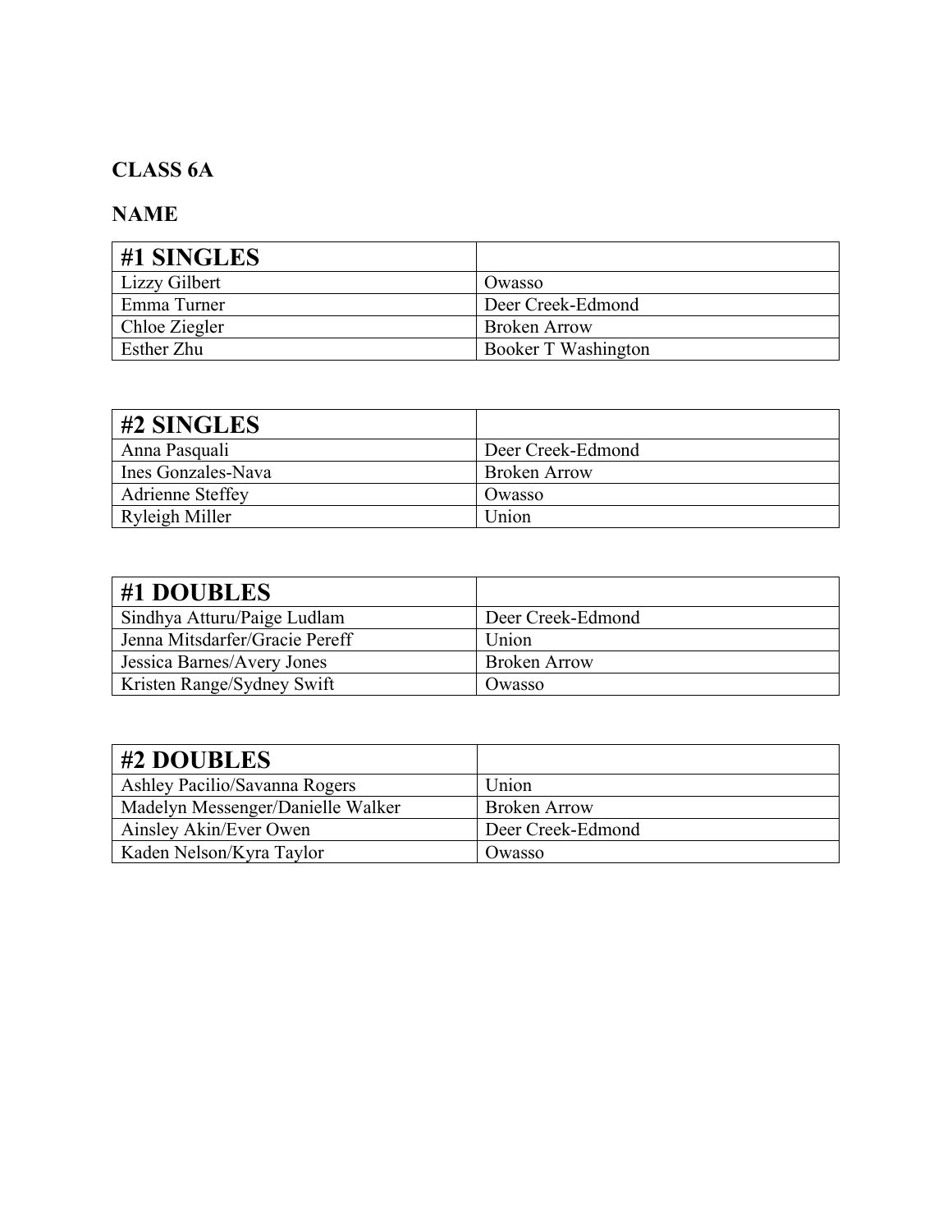**CLASS 6A**

**NAME**

| #1 SINGLES | |
|---|---|
| Lizzy Gilbert | Owasso |
| Emma Turner | Deer Creek-Edmond |
| Chloe Ziegler | Broken Arrow |
| Esther Zhu | Booker T Washington |

| #2 SINGLES | |
|---|---|
| Anna Pasquali | Deer Creek-Edmond |
| Ines Gonzales-Nava | Broken Arrow |
| Adrienne Steffey | Owasso |
| Ryleigh Miller | Union |

| #1 DOUBLES | |
|---|---|
| Sindhya Atturu/Paige Ludlam | Deer Creek-Edmond |
| Jenna Mitsdarfer/Gracie Pereff | Union |
| Jessica Barnes/Avery Jones | Broken Arrow |
| Kristen Range/Sydney Swift | Owasso |

| #2 DOUBLES | |
|---|---|
| Ashley Pacilio/Savanna Rogers | Union |
| Madelyn Messenger/Danielle Walker | Broken Arrow |
| Ainsley Akin/Ever Owen | Deer Creek-Edmond |
| Kaden Nelson/Kyra Taylor | Owasso |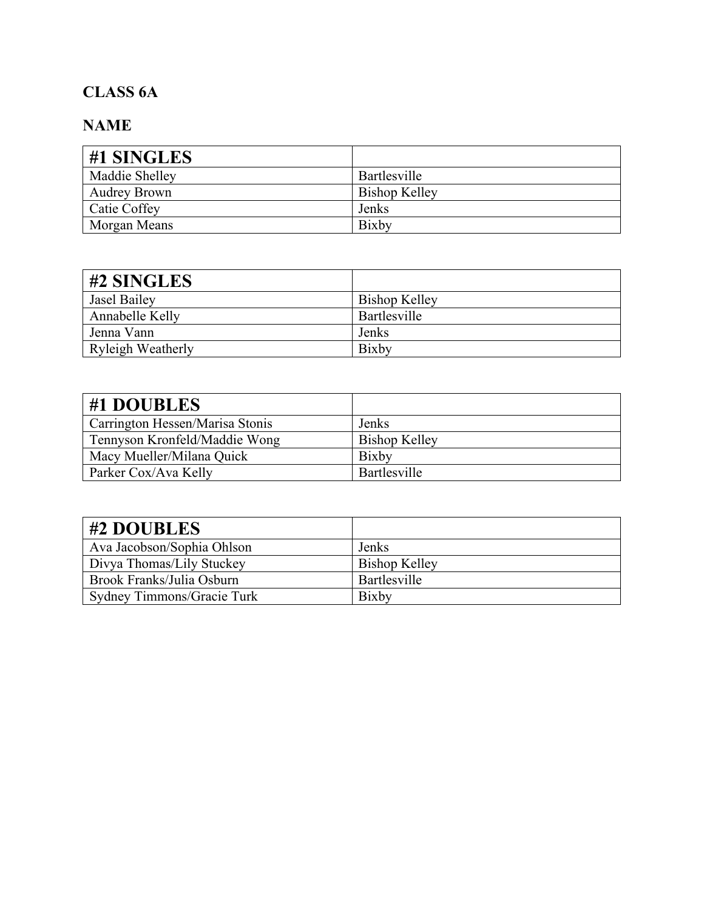## CLASS 6A

## NAME

| #1 SINGLES | |
|---|---|
| Maddie Shelley | Bartlesville |
| Audrey Brown | Bishop Kelley |
| Catie Coffey | Jenks |
| Morgan Means | Bixby |

| #2 SINGLES | |
|---|---|
| Jasel Bailey | Bishop Kelley |
| Annabelle Kelly | Bartlesville |
| Jenna Vann | Jenks |
| Ryleigh Weatherly | Bixby |

| #1 DOUBLES | |
|---|---|
| Carrington Hessen/Marisa Stonis | Jenks |
| Tennyson Kronfeld/Maddie Wong | Bishop Kelley |
| Macy Mueller/Milana Quick | Bixby |
| Parker Cox/Ava Kelly | Bartlesville |

| #2 DOUBLES | |
|---|---|
| Ava Jacobson/Sophia Ohlson | Jenks |
| Divya Thomas/Lily Stuckey | Bishop Kelley |
| Brook Franks/Julia Osburn | Bartlesville |
| Sydney Timmons/Gracie Turk | Bixby |